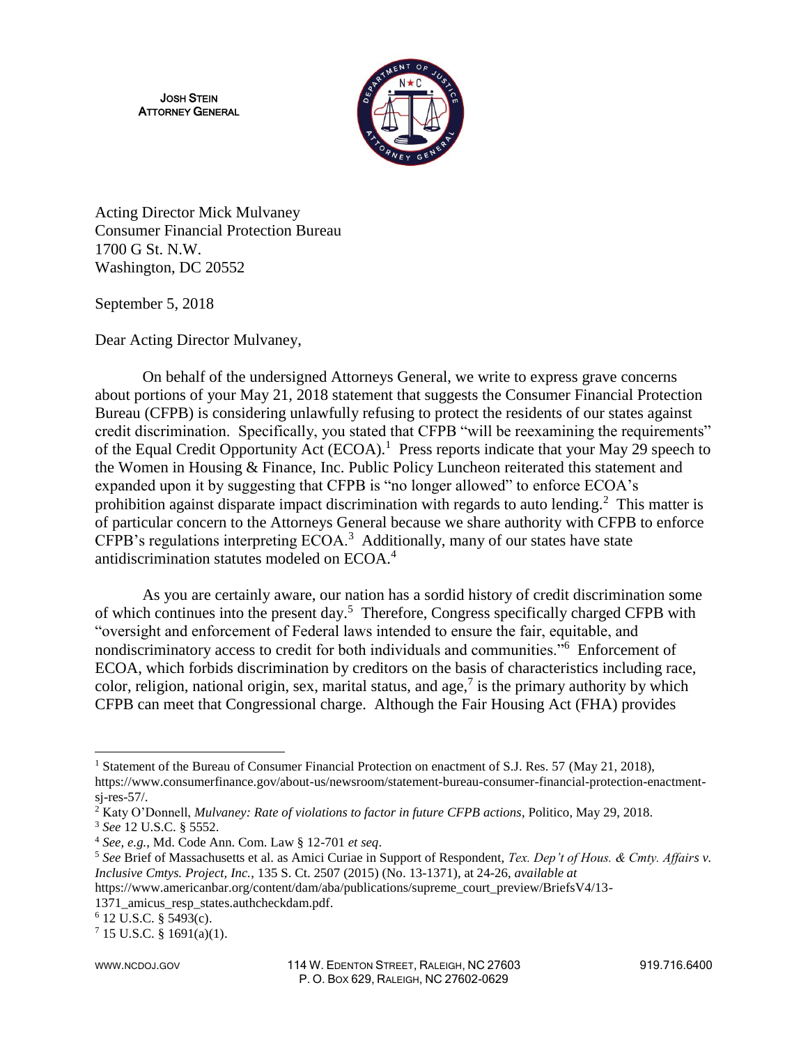JOSH STEIN
ATTORNEY GENERAL

Acting Director Mick Mulvaney
Consumer Financial Protection Bureau
1700 G St. N.W.
Washington, DC 20552

September 5, 2018

Dear Acting Director Mulvaney,

On behalf of the undersigned Attorneys General, we write to express grave concerns about portions of your May 21, 2018 statement that suggests the Consumer Financial Protection Bureau (CFPB) is considering unlawfully refusing to protect the residents of our states against credit discrimination. Specifically, you stated that CFPB "will be reexamining the requirements" of the Equal Credit Opportunity Act (ECOA).[1] Press reports indicate that your May 29 speech to the Women in Housing & Finance, Inc. Public Policy Luncheon reiterated this statement and expanded upon it by suggesting that CFPB is "no longer allowed" to enforce ECOA's prohibition against disparate impact discrimination with regards to auto lending.[2] This matter is of particular concern to the Attorneys General because we share authority with CFPB to enforce CFPB's regulations interpreting ECOA.[3] Additionally, many of our states have state antidiscrimination statutes modeled on ECOA.[4]

As you are certainly aware, our nation has a sordid history of credit discrimination some of which continues into the present day.[5] Therefore, Congress specifically charged CFPB with "oversight and enforcement of Federal laws intended to ensure the fair, equitable, and nondiscriminatory access to credit for both individuals and communities."[6] Enforcement of ECOA, which forbids discrimination by creditors on the basis of characteristics including race, color, religion, national origin, sex, marital status, and age,[7] is the primary authority by which CFPB can meet that Congressional charge. Although the Fair Housing Act (FHA) provides

---

[1] Statement of the Bureau of Consumer Financial Protection on enactment of S.J. Res. 57 (May 21, 2018), https://www.consumerfinance.gov/about-us/newsroom/statement-bureau-consumer-financial-protection-enactment-sj-res-57/.

[2] Katy O'Donnell, *Mulvaney: Rate of violations to factor in future CFPB actions*, Politico, May 29, 2018.

[3] *See* 12 U.S.C. § 5552.

[4] *See, e.g.*, Md. Code Ann. Com. Law § 12-701 *et seq*.

[5] *See* Brief of Massachusetts et al. as Amici Curiae in Support of Respondent, *Tex. Dep't of Hous. & Cmty. Affairs v. Inclusive Cmtys. Project, Inc.*, 135 S. Ct. 2507 (2015) (No. 13-1371), at 24-26, *available at* https://www.americanbar.org/content/dam/aba/publications/supreme_court_preview/BriefsV4/13-1371_amicus_resp_states.authcheckdam.pdf.

[6] 12 U.S.C. § 5493(c).

[7] 15 U.S.C. § 1691(a)(1).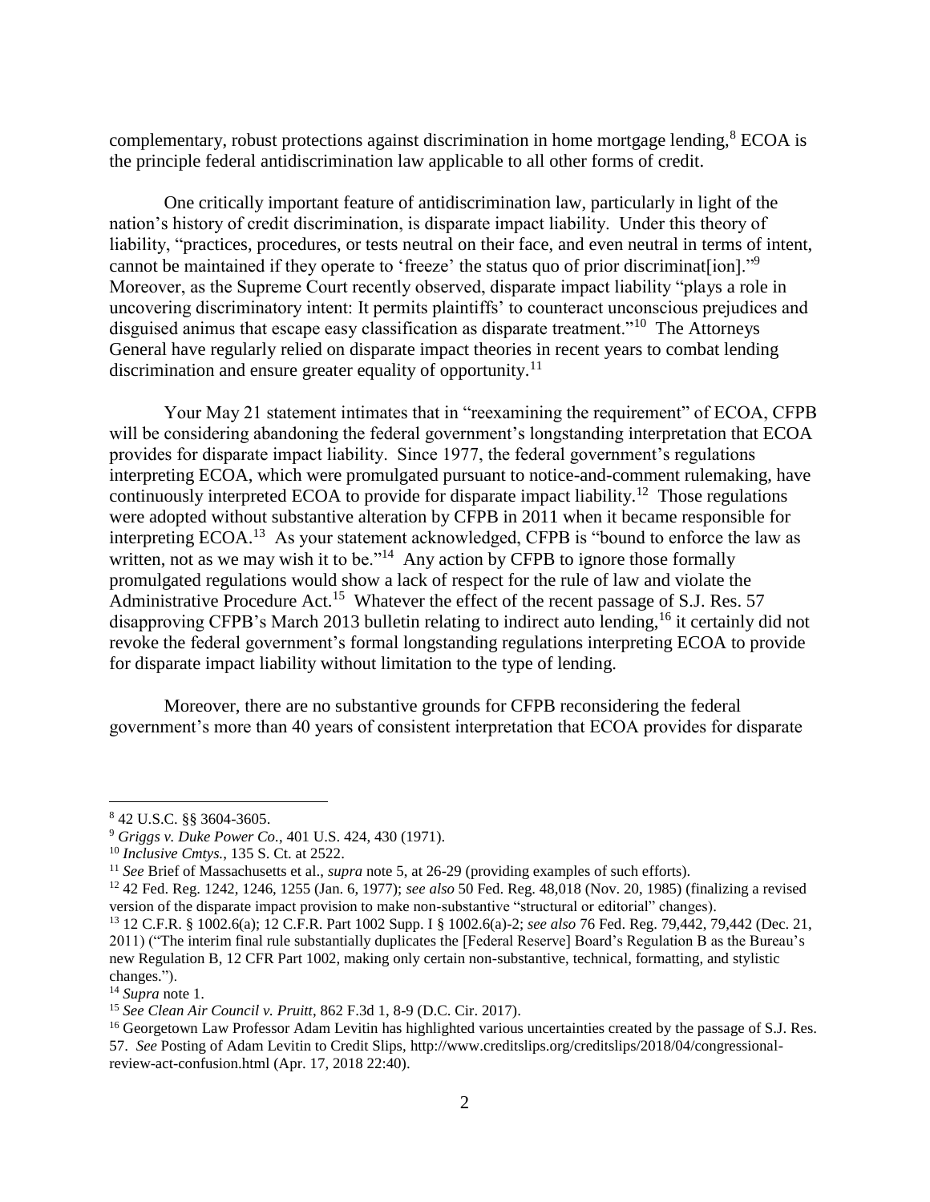complementary, robust protections against discrimination in home mortgage lending,[8] ECOA is the principle federal antidiscrimination law applicable to all other forms of credit.

One critically important feature of antidiscrimination law, particularly in light of the nation's history of credit discrimination, is disparate impact liability. Under this theory of liability, "practices, procedures, or tests neutral on their face, and even neutral in terms of intent, cannot be maintained if they operate to 'freeze' the status quo of prior discriminat[ion]."[9] Moreover, as the Supreme Court recently observed, disparate impact liability "plays a role in uncovering discriminatory intent: It permits plaintiffs' to counteract unconscious prejudices and disguised animus that escape easy classification as disparate treatment."[10] The Attorneys General have regularly relied on disparate impact theories in recent years to combat lending discrimination and ensure greater equality of opportunity.[11]

Your May 21 statement intimates that in "reexamining the requirement" of ECOA, CFPB will be considering abandoning the federal government's longstanding interpretation that ECOA provides for disparate impact liability. Since 1977, the federal government's regulations interpreting ECOA, which were promulgated pursuant to notice-and-comment rulemaking, have continuously interpreted ECOA to provide for disparate impact liability.[12] Those regulations were adopted without substantive alteration by CFPB in 2011 when it became responsible for interpreting ECOA.[13] As your statement acknowledged, CFPB is "bound to enforce the law as written, not as we may wish it to be."[14] Any action by CFPB to ignore those formally promulgated regulations would show a lack of respect for the rule of law and violate the Administrative Procedure Act.[15] Whatever the effect of the recent passage of S.J. Res. 57 disapproving CFPB's March 2013 bulletin relating to indirect auto lending,[16] it certainly did not revoke the federal government's formal longstanding regulations interpreting ECOA to provide for disparate impact liability without limitation to the type of lending.

Moreover, there are no substantive grounds for CFPB reconsidering the federal government's more than 40 years of consistent interpretation that ECOA provides for disparate

---

[8] 42 U.S.C. §§ 3604-3605.

[9] *Griggs v. Duke Power Co.*, 401 U.S. 424, 430 (1971).

[10] *Inclusive Cmtys.*, 135 S. Ct. at 2522.

[11] *See* Brief of Massachusetts et al., *supra* note 5, at 26-29 (providing examples of such efforts).

[12] 42 Fed. Reg. 1242, 1246, 1255 (Jan. 6, 1977); *see also* 50 Fed. Reg. 48,018 (Nov. 20, 1985) (finalizing a revised version of the disparate impact provision to make non-substantive "structural or editorial" changes).

[13] 12 C.F.R. § 1002.6(a); 12 C.F.R. Part 1002 Supp. I § 1002.6(a)-2; *see also* 76 Fed. Reg. 79,442, 79,442 (Dec. 21, 2011) ("The interim final rule substantially duplicates the [Federal Reserve] Board's Regulation B as the Bureau's new Regulation B, 12 CFR Part 1002, making only certain non-substantive, technical, formatting, and stylistic changes.").

[14] *Supra* note 1.

[15] *See Clean Air Council v. Pruitt*, 862 F.3d 1, 8-9 (D.C. Cir. 2017).

[16] Georgetown Law Professor Adam Levitin has highlighted various uncertainties created by the passage of S.J. Res. 57. *See* Posting of Adam Levitin to Credit Slips, http://www.creditslips.org/creditslips/2018/04/congressional-review-act-confusion.html (Apr. 17, 2018 22:40).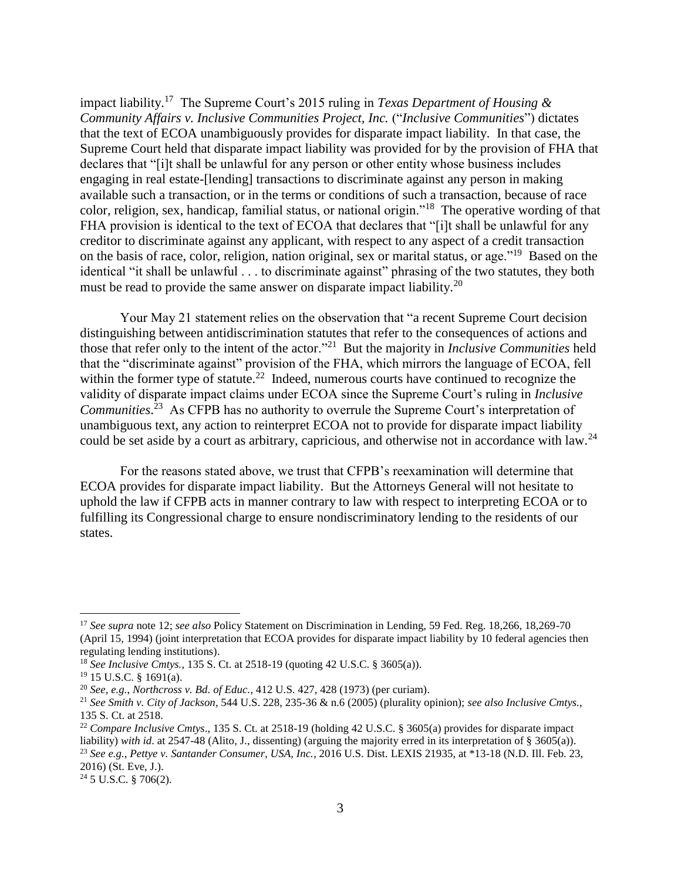impact liability.[17] The Supreme Court's 2015 ruling in *Texas Department of Housing & Community Affairs v. Inclusive Communities Project, Inc.* ("*Inclusive Communities*") dictates that the text of ECOA unambiguously provides for disparate impact liability. In that case, the Supreme Court held that disparate impact liability was provided for by the provision of FHA that declares that "[i]t shall be unlawful for any person or other entity whose business includes engaging in real estate-[lending] transactions to discriminate against any person in making available such a transaction, or in the terms or conditions of such a transaction, because of race color, religion, sex, handicap, familial status, or national origin."[18] The operative wording of that FHA provision is identical to the text of ECOA that declares that "[i]t shall be unlawful for any creditor to discriminate against any applicant, with respect to any aspect of a credit transaction on the basis of race, color, religion, nation original, sex or marital status, or age."[19] Based on the identical "it shall be unlawful . . . to discriminate against" phrasing of the two statutes, they both must be read to provide the same answer on disparate impact liability.[20]

Your May 21 statement relies on the observation that "a recent Supreme Court decision distinguishing between antidiscrimination statutes that refer to the consequences of actions and those that refer only to the intent of the actor."[21] But the majority in *Inclusive Communities* held that the "discriminate against" provision of the FHA, which mirrors the language of ECOA, fell within the former type of statute.[22] Indeed, numerous courts have continued to recognize the validity of disparate impact claims under ECOA since the Supreme Court's ruling in *Inclusive Communities*.[23] As CFPB has no authority to overrule the Supreme Court's interpretation of unambiguous text, any action to reinterpret ECOA not to provide for disparate impact liability could be set aside by a court as arbitrary, capricious, and otherwise not in accordance with law.[24]

For the reasons stated above, we trust that CFPB's reexamination will determine that ECOA provides for disparate impact liability. But the Attorneys General will not hesitate to uphold the law if CFPB acts in manner contrary to law with respect to interpreting ECOA or to fulfilling its Congressional charge to ensure nondiscriminatory lending to the residents of our states.

---

[17] *See supra* note 12; *see also* Policy Statement on Discrimination in Lending, 59 Fed. Reg. 18,266, 18,269-70 (April 15, 1994) (joint interpretation that ECOA provides for disparate impact liability by 10 federal agencies then regulating lending institutions).

[18] *See Inclusive Cmtys.*, 135 S. Ct. at 2518-19 (quoting 42 U.S.C. § 3605(a)).

[19] 15 U.S.C. § 1691(a).

[20] *See, e.g.*, *Northcross v. Bd. of Educ.*, 412 U.S. 427, 428 (1973) (per curiam).

[21] *See Smith v. City of Jackson*, 544 U.S. 228, 235-36 & n.6 (2005) (plurality opinion); *see also Inclusive Cmtys.*, 135 S. Ct. at 2518.

[22] *Compare Inclusive Cmtys*., 135 S. Ct. at 2518-19 (holding 42 U.S.C. § 3605(a) provides for disparate impact liability) *with id*. at 2547-48 (Alito, J., dissenting) (arguing the majority erred in its interpretation of § 3605(a)).

[23] *See e.g., Pettye v. Santander Consumer, USA, Inc.*, 2016 U.S. Dist. LEXIS 21935, at *13-18 (N.D. Ill. Feb. 23, 2016) (St. Eve, J.).

[24] 5 U.S.C. § 706(2).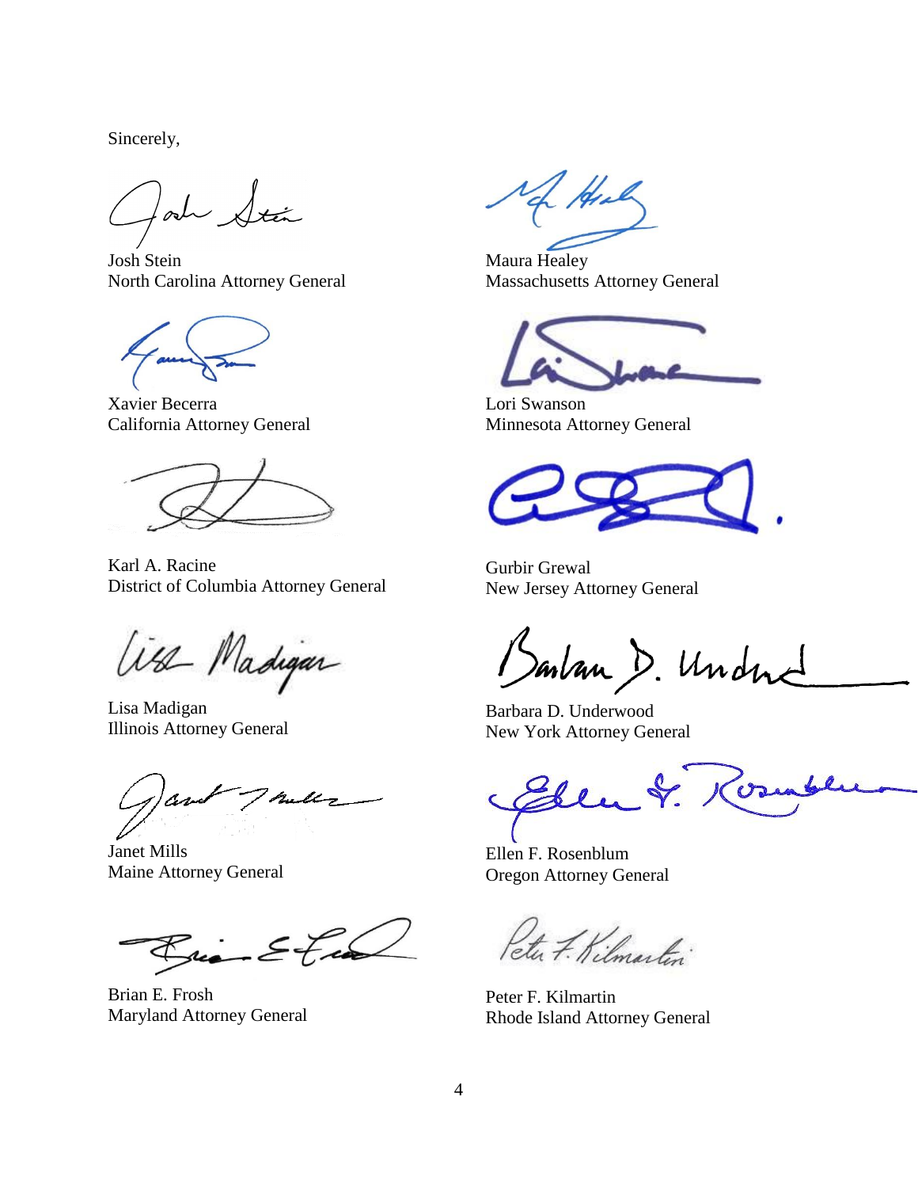Sincerely,

Josh Stein
North Carolina Attorney General

Maura Healey
Massachusetts Attorney General

Xavier Becerra
California Attorney General

Lori Swanson
Minnesota Attorney General

Karl A. Racine
District of Columbia Attorney General

Gurbir Grewal
New Jersey Attorney General

Lisa Madigan
Illinois Attorney General

Barbara D. Underwood
New York Attorney General

Janet Mills
Maine Attorney General

Ellen F. Rosenblum
Oregon Attorney General

Brian E. Frosh
Maryland Attorney General

Peter F. Kilmartin
Rhode Island Attorney General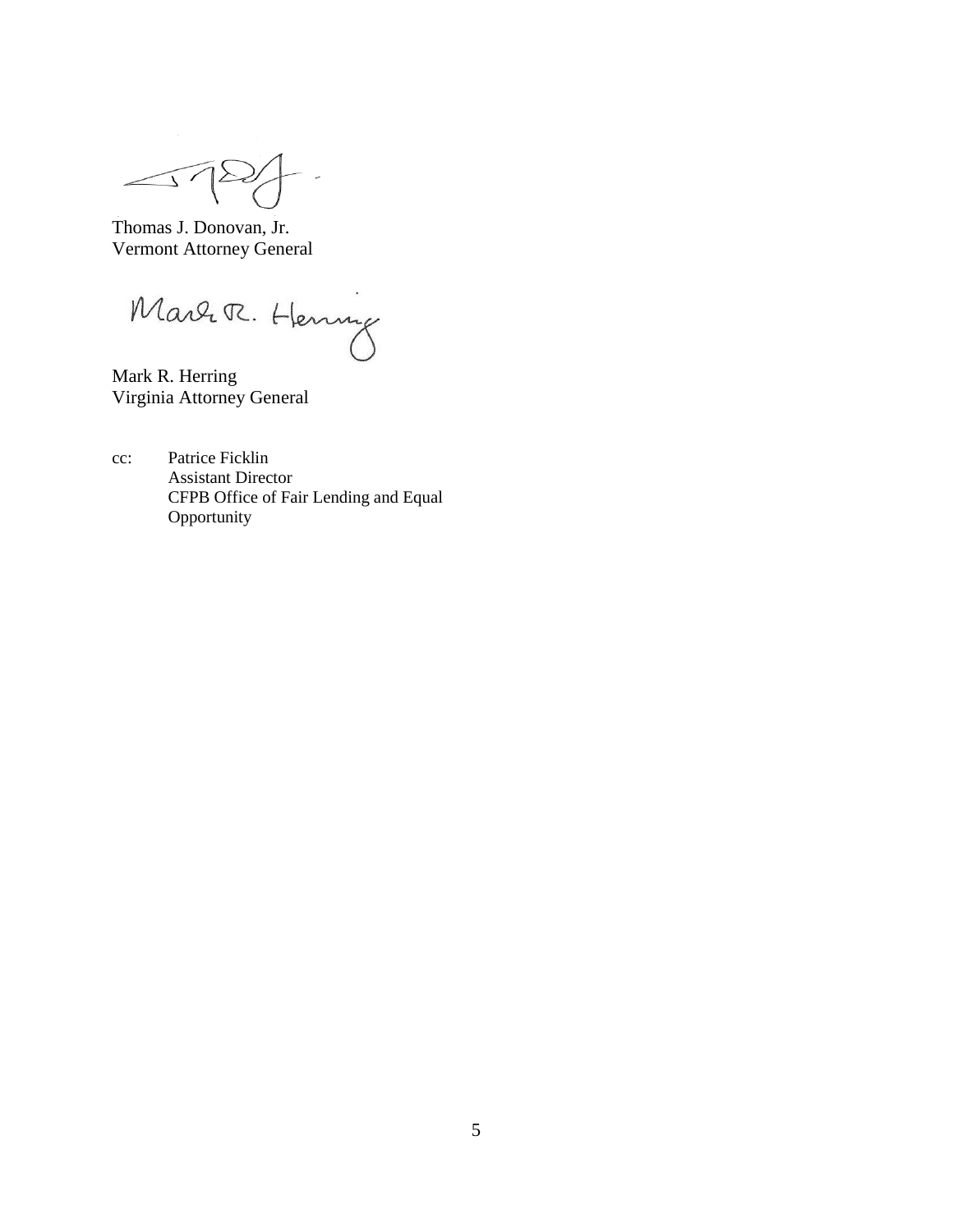Thomas J. Donovan, Jr.
Vermont Attorney General

Mark R. Herring
Virginia Attorney General

cc: Patrice Ficklin
Assistant Director
CFPB Office of Fair Lending and Equal Opportunity